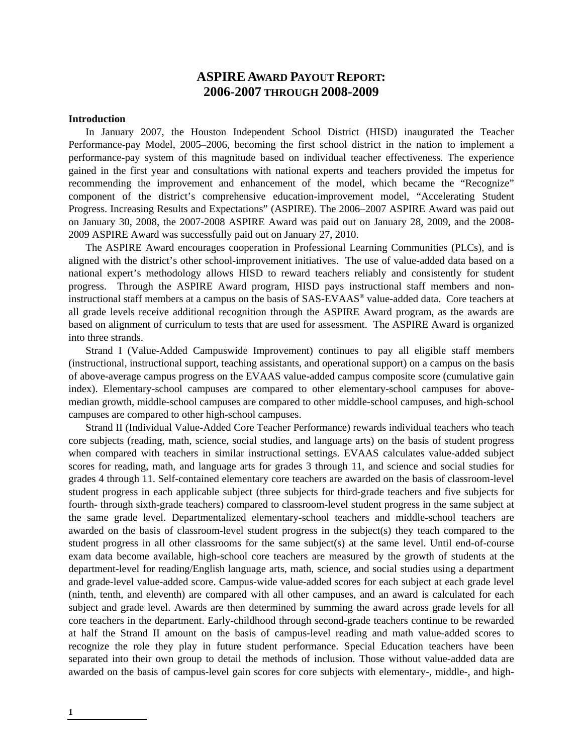# ASPIRE AWARD PAYOUT REPORT: 2006-2007 THROUGH 2008-2009

**Introduction**

In January 2007, the Houston Independent School District (HISD) inaugurated the Teacher Performance-pay Model, 2005–2006, becoming the first school district in the nation to implement a performance-pay system of this magnitude based on individual teacher effectiveness. The experience gained in the first year and consultations with national experts and teachers provided the impetus for recommending the improvement and enhancement of the model, which became the "Recognize" component of the district's comprehensive education-improvement model, "Accelerating Student Progress. Increasing Results and Expectations" (ASPIRE). The 2006–2007 ASPIRE Award was paid out on January 30, 2008, the 2007-2008 ASPIRE Award was paid out on January 28, 2009, and the 2008-2009 ASPIRE Award was successfully paid out on January 27, 2010.

The ASPIRE Award encourages cooperation in Professional Learning Communities (PLCs), and is aligned with the district's other school-improvement initiatives. The use of value-added data based on a national expert's methodology allows HISD to reward teachers reliably and consistently for student progress. Through the ASPIRE Award program, HISD pays instructional staff members and non-instructional staff members at a campus on the basis of SAS-EVAAS® value-added data. Core teachers at all grade levels receive additional recognition through the ASPIRE Award program, as the awards are based on alignment of curriculum to tests that are used for assessment. The ASPIRE Award is organized into three strands.

Strand I (Value-Added Campuswide Improvement) continues to pay all eligible staff members (instructional, instructional support, teaching assistants, and operational support) on a campus on the basis of above-average campus progress on the EVAAS value-added campus composite score (cumulative gain index). Elementary-school campuses are compared to other elementary-school campuses for above-median growth, middle-school campuses are compared to other middle-school campuses, and high-school campuses are compared to other high-school campuses.

Strand II (Individual Value-Added Core Teacher Performance) rewards individual teachers who teach core subjects (reading, math, science, social studies, and language arts) on the basis of student progress when compared with teachers in similar instructional settings. EVAAS calculates value-added subject scores for reading, math, and language arts for grades 3 through 11, and science and social studies for grades 4 through 11. Self-contained elementary core teachers are awarded on the basis of classroom-level student progress in each applicable subject (three subjects for third-grade teachers and five subjects for fourth- through sixth-grade teachers) compared to classroom-level student progress in the same subject at the same grade level. Departmentalized elementary-school teachers and middle-school teachers are awarded on the basis of classroom-level student progress in the subject(s) they teach compared to the student progress in all other classrooms for the same subject(s) at the same level. Until end-of-course exam data become available, high-school core teachers are measured by the growth of students at the department-level for reading/English language arts, math, science, and social studies using a department and grade-level value-added score. Campus-wide value-added scores for each subject at each grade level (ninth, tenth, and eleventh) are compared with all other campuses, and an award is calculated for each subject and grade level. Awards are then determined by summing the award across grade levels for all core teachers in the department. Early-childhood through second-grade teachers continue to be rewarded at half the Strand II amount on the basis of campus-level reading and math value-added scores to recognize the role they play in future student performance. Special Education teachers have been separated into their own group to detail the methods of inclusion. Those without value-added data are awarded on the basis of campus-level gain scores for core subjects with elementary-, middle-, and high-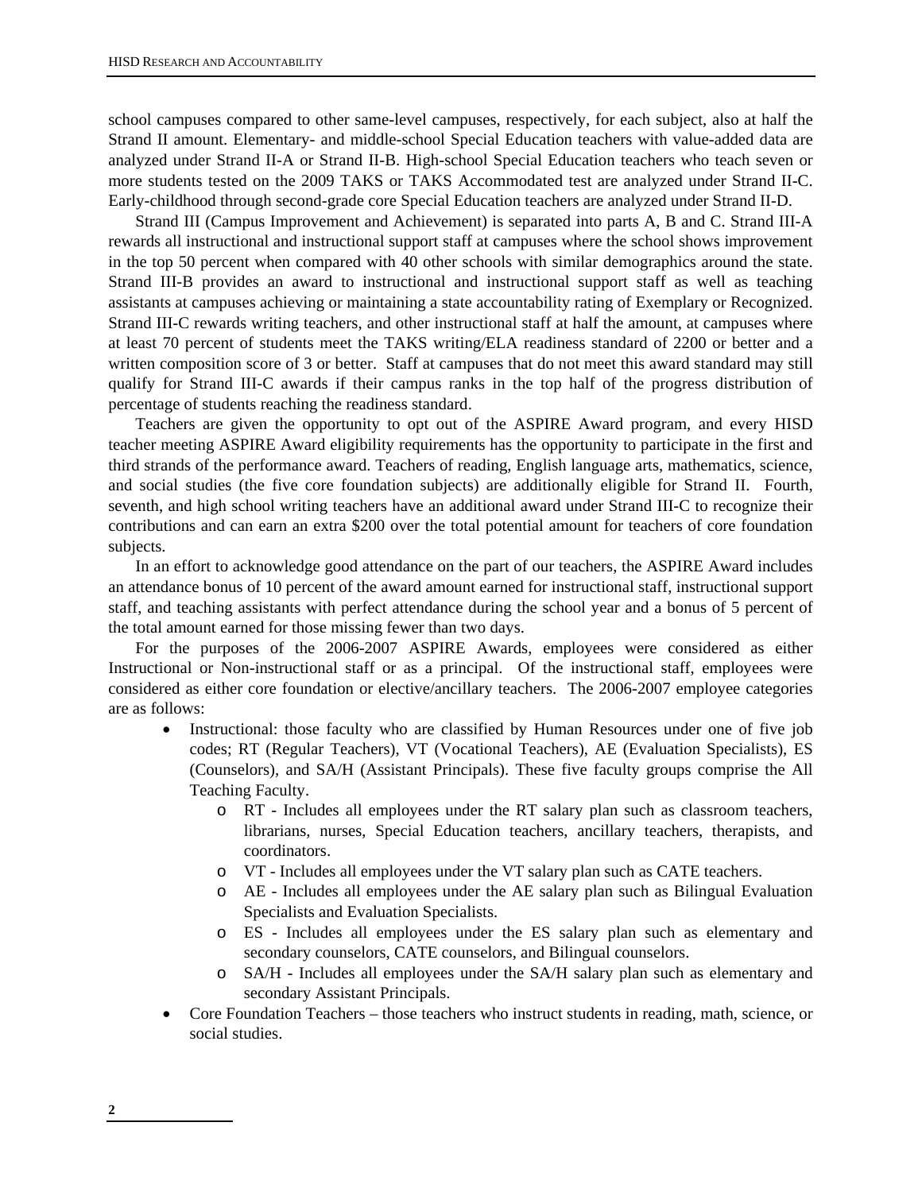school campuses compared to other same-level campuses, respectively, for each subject, also at half the Strand II amount. Elementary- and middle-school Special Education teachers with value-added data are analyzed under Strand II-A or Strand II-B. High-school Special Education teachers who teach seven or more students tested on the 2009 TAKS or TAKS Accommodated test are analyzed under Strand II-C. Early-childhood through second-grade core Special Education teachers are analyzed under Strand II-D.

Strand III (Campus Improvement and Achievement) is separated into parts A, B and C. Strand III-A rewards all instructional and instructional support staff at campuses where the school shows improvement in the top 50 percent when compared with 40 other schools with similar demographics around the state. Strand III-B provides an award to instructional and instructional support staff as well as teaching assistants at campuses achieving or maintaining a state accountability rating of Exemplary or Recognized. Strand III-C rewards writing teachers, and other instructional staff at half the amount, at campuses where at least 70 percent of students meet the TAKS writing/ELA readiness standard of 2200 or better and a written composition score of 3 or better. Staff at campuses that do not meet this award standard may still qualify for Strand III-C awards if their campus ranks in the top half of the progress distribution of percentage of students reaching the readiness standard.

Teachers are given the opportunity to opt out of the ASPIRE Award program, and every HISD teacher meeting ASPIRE Award eligibility requirements has the opportunity to participate in the first and third strands of the performance award. Teachers of reading, English language arts, mathematics, science, and social studies (the five core foundation subjects) are additionally eligible for Strand II. Fourth, seventh, and high school writing teachers have an additional award under Strand III-C to recognize their contributions and can earn an extra $200 over the total potential amount for teachers of core foundation subjects.

In an effort to acknowledge good attendance on the part of our teachers, the ASPIRE Award includes an attendance bonus of 10 percent of the award amount earned for instructional staff, instructional support staff, and teaching assistants with perfect attendance during the school year and a bonus of 5 percent of the total amount earned for those missing fewer than two days.

For the purposes of the 2006-2007 ASPIRE Awards, employees were considered as either Instructional or Non-instructional staff or as a principal. Of the instructional staff, employees were considered as either core foundation or elective/ancillary teachers. The 2006-2007 employee categories are as follows:

- Instructional: those faculty who are classified by Human Resources under one of five job codes; RT (Regular Teachers), VT (Vocational Teachers), AE (Evaluation Specialists), ES (Counselors), and SA/H (Assistant Principals). These five faculty groups comprise the All Teaching Faculty.
  - RT - Includes all employees under the RT salary plan such as classroom teachers, librarians, nurses, Special Education teachers, ancillary teachers, therapists, and coordinators.
  - VT - Includes all employees under the VT salary plan such as CATE teachers.
  - AE - Includes all employees under the AE salary plan such as Bilingual Evaluation Specialists and Evaluation Specialists.
  - ES - Includes all employees under the ES salary plan such as elementary and secondary counselors, CATE counselors, and Bilingual counselors.
  - SA/H - Includes all employees under the SA/H salary plan such as elementary and secondary Assistant Principals.
- Core Foundation Teachers – those teachers who instruct students in reading, math, science, or social studies.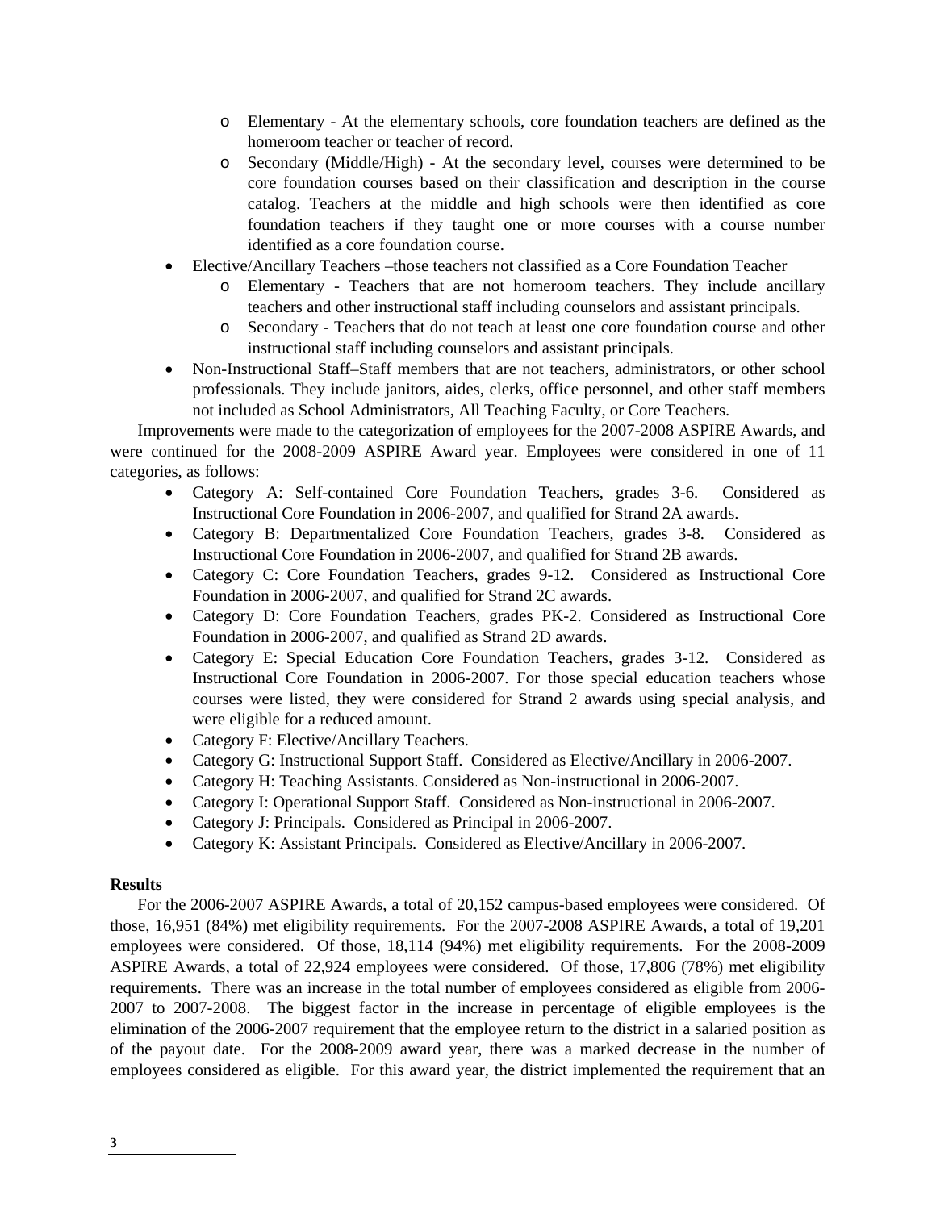- Elementary - At the elementary schools, core foundation teachers are defined as the homeroom teacher or teacher of record.
  - Secondary (Middle/High) - At the secondary level, courses were determined to be core foundation courses based on their classification and description in the course catalog. Teachers at the middle and high schools were then identified as core foundation teachers if they taught one or more courses with a course number identified as a core foundation course.
- Elective/Ancillary Teachers –those teachers not classified as a Core Foundation Teacher
  - Elementary - Teachers that are not homeroom teachers. They include ancillary teachers and other instructional staff including counselors and assistant principals.
  - Secondary - Teachers that do not teach at least one core foundation course and other instructional staff including counselors and assistant principals.
- Non-Instructional Staff–Staff members that are not teachers, administrators, or other school professionals. They include janitors, aides, clerks, office personnel, and other staff members not included as School Administrators, All Teaching Faculty, or Core Teachers.

Improvements were made to the categorization of employees for the 2007-2008 ASPIRE Awards, and were continued for the 2008-2009 ASPIRE Award year. Employees were considered in one of 11 categories, as follows:

- Category A: Self-contained Core Foundation Teachers, grades 3-6. Considered as Instructional Core Foundation in 2006-2007, and qualified for Strand 2A awards.
- Category B: Departmentalized Core Foundation Teachers, grades 3-8. Considered as Instructional Core Foundation in 2006-2007, and qualified for Strand 2B awards.
- Category C: Core Foundation Teachers, grades 9-12. Considered as Instructional Core Foundation in 2006-2007, and qualified for Strand 2C awards.
- Category D: Core Foundation Teachers, grades PK-2. Considered as Instructional Core Foundation in 2006-2007, and qualified as Strand 2D awards.
- Category E: Special Education Core Foundation Teachers, grades 3-12. Considered as Instructional Core Foundation in 2006-2007. For those special education teachers whose courses were listed, they were considered for Strand 2 awards using special analysis, and were eligible for a reduced amount.
- Category F: Elective/Ancillary Teachers.
- Category G: Instructional Support Staff. Considered as Elective/Ancillary in 2006-2007.
- Category H: Teaching Assistants. Considered as Non-instructional in 2006-2007.
- Category I: Operational Support Staff. Considered as Non-instructional in 2006-2007.
- Category J: Principals. Considered as Principal in 2006-2007.
- Category K: Assistant Principals. Considered as Elective/Ancillary in 2006-2007.

**Results**

For the 2006-2007 ASPIRE Awards, a total of 20,152 campus-based employees were considered. Of those, 16,951 (84%) met eligibility requirements. For the 2007-2008 ASPIRE Awards, a total of 19,201 employees were considered. Of those, 18,114 (94%) met eligibility requirements. For the 2008-2009 ASPIRE Awards, a total of 22,924 employees were considered. Of those, 17,806 (78%) met eligibility requirements. There was an increase in the total number of employees considered as eligible from 2006-2007 to 2007-2008. The biggest factor in the increase in percentage of eligible employees is the elimination of the 2006-2007 requirement that the employee return to the district in a salaried position as of the payout date. For the 2008-2009 award year, there was a marked decrease in the number of employees considered as eligible. For this award year, the district implemented the requirement that an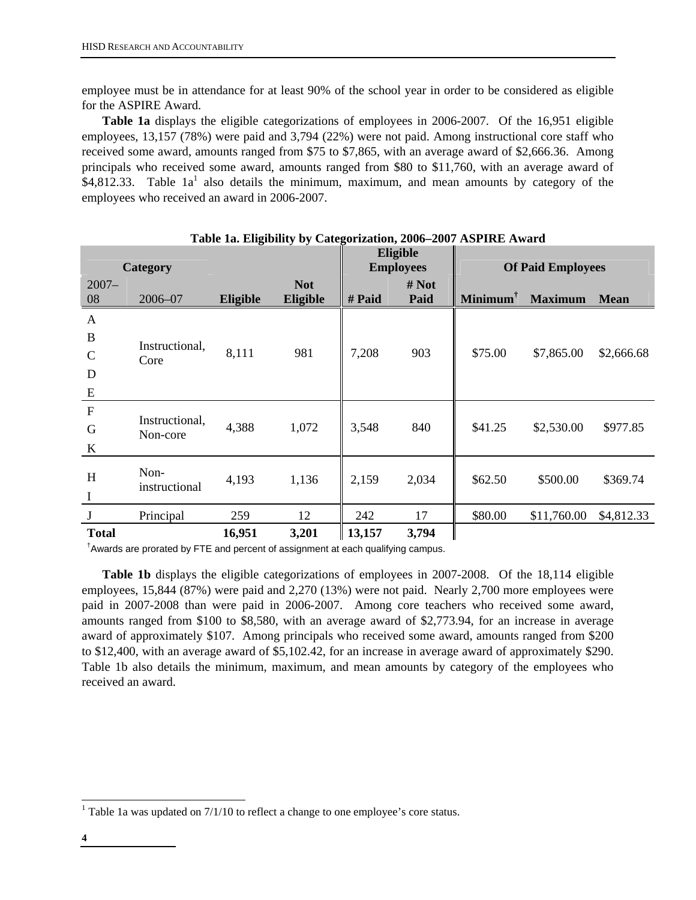employee must be in attendance for at least 90% of the school year in order to be considered as eligible for the ASPIRE Award.

**Table 1a** displays the eligible categorizations of employees in 2006-2007. Of the 16,951 eligible employees, 13,157 (78%) were paid and 3,794 (22%) were not paid. Among instructional core staff who received some award, amounts ranged from $75 to $7,865, with an average award of $2,666.36. Among principals who received some award, amounts ranged from $80 to $11,760, with an average award of $4,812.33. Table 1a[1] also details the minimum, maximum, and mean amounts by category of the employees who received an award in 2006-2007.

**Table 1a. Eligibility by Categorization, 2006–2007 ASPIRE Award**

| Category | | | | Eligible Employees | | Of Paid Employees | | |
|---|---|---|---|---|---|---|---|---|
| 2007–08 | 2006–07 | Eligible | Not Eligible | # Paid | # Not Paid | Minimum† | Maximum | Mean |
| A B C D E | Instructional, Core | 8,111 | 981 | 7,208 | 903 | $75.00 | $7,865.00 | $2,666.68 |
| F G K | Instructional, Non-core | 4,388 | 1,072 | 3,548 | 840 | $41.25 | $2,530.00 | $977.85 |
| H I | Non-instructional | 4,193 | 1,136 | 2,159 | 2,034 | $62.50 | $500.00 | $369.74 |
| J | Principal | 259 | 12 | 242 | 17 | $80.00 | $11,760.00 | $4,812.33 |
| **Total** | | **16,951** | **3,201** | **13,157** | **3,794** | | | |

†Awards are prorated by FTE and percent of assignment at each qualifying campus.

**Table 1b** displays the eligible categorizations of employees in 2007-2008. Of the 18,114 eligible employees, 15,844 (87%) were paid and 2,270 (13%) were not paid. Nearly 2,700 more employees were paid in 2007-2008 than were paid in 2006-2007. Among core teachers who received some award, amounts ranged from $100 to $8,580, with an average award of $2,773.94, for an increase in average award of approximately $107. Among principals who received some award, amounts ranged from $200 to $12,400, with an average award of $5,102.42, for an increase in average award of approximately $290. Table 1b also details the minimum, maximum, and mean amounts by category of the employees who received an award.

[1] Table 1a was updated on 7/1/10 to reflect a change to one employee's core status.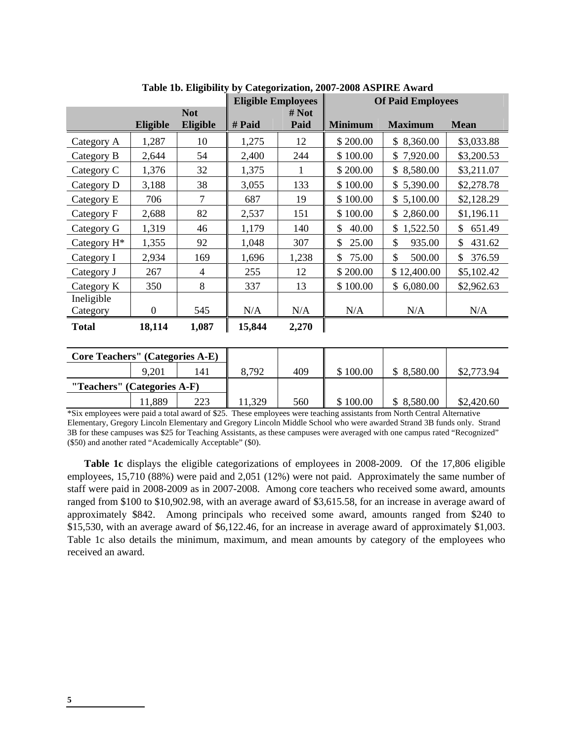**Table 1b. Eligibility by Categorization, 2007-2008 ASPIRE Award**

| | Eligible | Not Eligible | Eligible Employees | | Of Paid Employees | | |
|---|---|---|---|---|---|---|---|
| | | | # Paid | # Not Paid | Minimum | Maximum | Mean |
| Category A | 1,287 | 10 | 1,275 | 12 | $ 200.00 | $ 8,360.00 | $3,033.88 |
| Category B | 2,644 | 54 | 2,400 | 244 | $ 100.00 | $ 7,920.00 | $3,200.53 |
| Category C | 1,376 | 32 | 1,375 | 1 | $ 200.00 | $ 8,580.00 | $3,211.07 |
| Category D | 3,188 | 38 | 3,055 | 133 | $ 100.00 | $ 5,390.00 | $2,278.78 |
| Category E | 706 | 7 | 687 | 19 | $ 100.00 | $ 5,100.00 | $2,128.29 |
| Category F | 2,688 | 82 | 2,537 | 151 | $ 100.00 | $ 2,860.00 | $1,196.11 |
| Category G | 1,319 | 46 | 1,179 | 140 | $ 40.00 | $ 1,522.50 | $ 651.49 |
| Category H* | 1,355 | 92 | 1,048 | 307 | $ 25.00 | $ 935.00 | $ 431.62 |
| Category I | 2,934 | 169 | 1,696 | 1,238 | $ 75.00 | $ 500.00 | $ 376.59 |
| Category J | 267 | 4 | 255 | 12 | $ 200.00 | $ 12,400.00 | $5,102.42 |
| Category K | 350 | 8 | 337 | 13 | $ 100.00 | $ 6,080.00 | $2,962.63 |
| Ineligible Category | 0 | 545 | N/A | N/A | N/A | N/A | N/A |
| **Total** | **18,114** | **1,087** | **15,844** | **2,270** | | | |
| **Core Teachers" (Categories A-E)** | | | | | | | |
| | 9,201 | 141 | 8,792 | 409 | $ 100.00 | $ 8,580.00 | $2,773.94 |
| **"Teachers" (Categories A-F)** | | | | | | | |
| | 11,889 | 223 | 11,329 | 560 | $ 100.00 | $ 8,580.00 | $2,420.60 |

*Six employees were paid a total award of $25. These employees were teaching assistants from North Central Alternative Elementary, Gregory Lincoln Elementary and Gregory Lincoln Middle School who were awarded Strand 3B funds only. Strand 3B for these campuses was $25 for Teaching Assistants, as these campuses were averaged with one campus rated "Recognized" ($50) and another rated "Academically Acceptable" ($0).

**Table 1c** displays the eligible categorizations of employees in 2008-2009. Of the 17,806 eligible employees, 15,710 (88%) were paid and 2,051 (12%) were not paid. Approximately the same number of staff were paid in 2008-2009 as in 2007-2008. Among core teachers who received some award, amounts ranged from $100 to $10,902.98, with an average award of $3,615.58, for an increase in average award of approximately $842. Among principals who received some award, amounts ranged from $240 to $15,530, with an average award of $6,122.46, for an increase in average award of approximately $1,003. Table 1c also details the minimum, maximum, and mean amounts by category of the employees who received an award.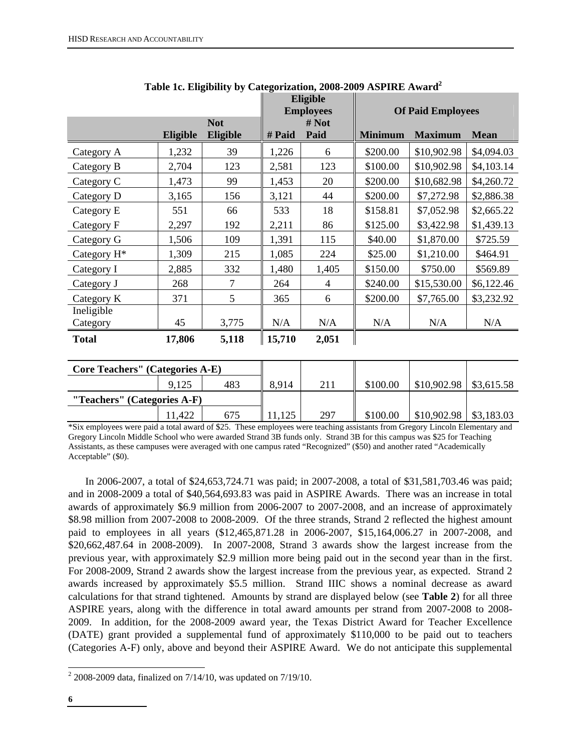**Table 1c. Eligibility by Categorization, 2008-2009 ASPIRE Award[2]**

| | Eligible | Not Eligible | Eligible Employees # Paid | Eligible Employees # Not Paid | Of Paid Employees Minimum | Of Paid Employees Maximum | Of Paid Employees Mean |
|---|---|---|---|---|---|---|---|
| Category A | 1,232 | 39 | 1,226 | 6 | \$200.00 | \$10,902.98 | \$4,094.03 |
| Category B | 2,704 | 123 | 2,581 | 123 | \$100.00 | \$10,902.98 | \$4,103.14 |
| Category C | 1,473 | 99 | 1,453 | 20 | \$200.00 | \$10,682.98 | \$4,260.72 |
| Category D | 3,165 | 156 | 3,121 | 44 | \$200.00 | \$7,272.98 | \$2,886.38 |
| Category E | 551 | 66 | 533 | 18 | \$158.81 | \$7,052.98 | \$2,665.22 |
| Category F | 2,297 | 192 | 2,211 | 86 | \$125.00 | \$3,422.98 | \$1,439.13 |
| Category G | 1,506 | 109 | 1,391 | 115 | \$40.00 | \$1,870.00 | \$725.59 |
| Category H* | 1,309 | 215 | 1,085 | 224 | \$25.00 | \$1,210.00 | \$464.91 |
| Category I | 2,885 | 332 | 1,480 | 1,405 | \$150.00 | \$750.00 | \$569.89 |
| Category J | 268 | 7 | 264 | 4 | \$240.00 | \$15,530.00 | \$6,122.46 |
| Category K | 371 | 5 | 365 | 6 | \$200.00 | \$7,765.00 | \$3,232.92 |
| Ineligible Category | 45 | 3,775 | N/A | N/A | N/A | N/A | N/A |
| **Total** | **17,806** | **5,118** | **15,710** | **2,051** | | | |
| **Core Teachers" (Categories A-E)** | | | | | | | |
| | 9,125 | 483 | 8,914 | 211 | \$100.00 | \$10,902.98 | \$3,615.58 |
| **"Teachers" (Categories A-F)** | | | | | | | |
| | 11,422 | 675 | 11,125 | 297 | \$100.00 | \$10,902.98 | \$3,183.03 |

*Six employees were paid a total award of \$25. These employees were teaching assistants from Gregory Lincoln Elementary and Gregory Lincoln Middle School who were awarded Strand 3B funds only. Strand 3B for this campus was \$25 for Teaching Assistants, as these campuses were averaged with one campus rated "Recognized" (\$50) and another rated "Academically Acceptable" (\$0).

In 2006-2007, a total of \$24,653,724.71 was paid; in 2007-2008, a total of \$31,581,703.46 was paid; and in 2008-2009 a total of \$40,564,693.83 was paid in ASPIRE Awards. There was an increase in total awards of approximately \$6.9 million from 2006-2007 to 2007-2008, and an increase of approximately \$8.98 million from 2007-2008 to 2008-2009. Of the three strands, Strand 2 reflected the highest amount paid to employees in all years (\$12,465,871.28 in 2006-2007, \$15,164,006.27 in 2007-2008, and \$20,662,487.64 in 2008-2009). In 2007-2008, Strand 3 awards show the largest increase from the previous year, with approximately \$2.9 million more being paid out in the second year than in the first. For 2008-2009, Strand 2 awards show the largest increase from the previous year, as expected. Strand 2 awards increased by approximately \$5.5 million. Strand IIIC shows a nominal decrease as award calculations for that strand tightened. Amounts by strand are displayed below (see **Table 2**) for all three ASPIRE years, along with the difference in total award amounts per strand from 2007-2008 to 2008-2009. In addition, for the 2008-2009 award year, the Texas District Award for Teacher Excellence (DATE) grant provided a supplemental fund of approximately \$110,000 to be paid out to teachers (Categories A-F) only, above and beyond their ASPIRE Award. We do not anticipate this supplemental

[2] 2008-2009 data, finalized on 7/14/10, was updated on 7/19/10.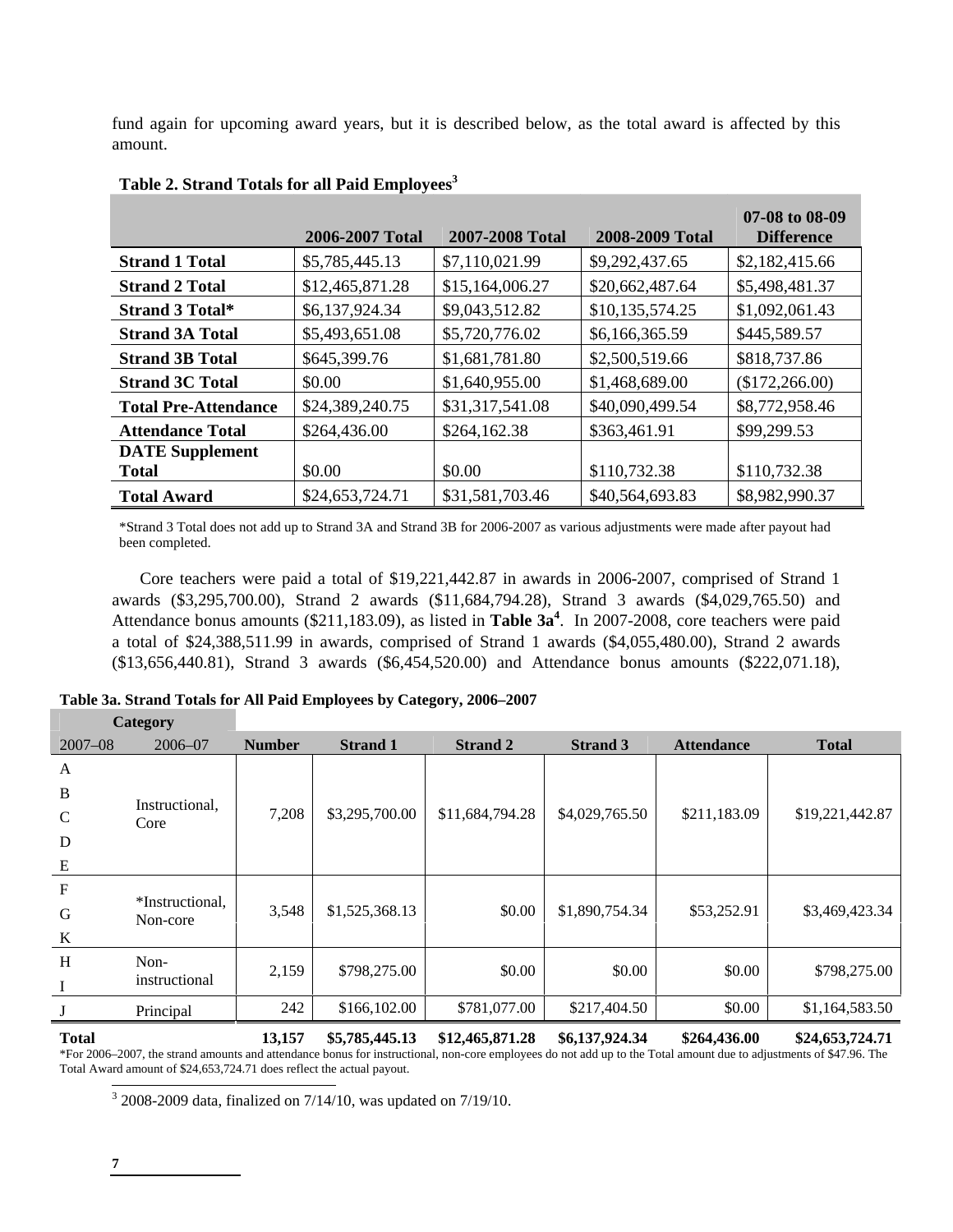fund again for upcoming award years, but it is described below, as the total award is affected by this amount.

**Table 2. Strand Totals for all Paid Employees[3]**

| | 2006-2007 Total | 2007-2008 Total | 2008-2009 Total | 07-08 to 08-09 Difference |
|---|---|---|---|---|
| **Strand 1 Total** | $5,785,445.13 | $7,110,021.99 | $9,292,437.65 | $2,182,415.66 |
| **Strand 2 Total** | $12,465,871.28 | $15,164,006.27 | $20,662,487.64 | $5,498,481.37 |
| **Strand 3 Total*** | $6,137,924.34 | $9,043,512.82 | $10,135,574.25 | $1,092,061.43 |
| **Strand 3A Total** | $5,493,651.08 | $5,720,776.02 | $6,166,365.59 | $445,589.57 |
| **Strand 3B Total** | $645,399.76 | $1,681,781.80 | $2,500,519.66 | $818,737.86 |
| **Strand 3C Total** | $0.00 | $1,640,955.00 | $1,468,689.00 | ($172,266.00) |
| **Total Pre-Attendance** | $24,389,240.75 | $31,317,541.08 | $40,090,499.54 | $8,772,958.46 |
| **Attendance Total** | $264,436.00 | $264,162.38 | $363,461.91 | $99,299.53 |
| **DATE Supplement Total** | $0.00 | $0.00 | $110,732.38 | $110,732.38 |
| **Total Award** | $24,653,724.71 | $31,581,703.46 | $40,564,693.83 | $8,982,990.37 |

*Strand 3 Total does not add up to Strand 3A and Strand 3B for 2006-2007 as various adjustments were made after payout had been completed.

Core teachers were paid a total of $19,221,442.87 in awards in 2006-2007, comprised of Strand 1 awards ($3,295,700.00), Strand 2 awards ($11,684,794.28), Strand 3 awards ($4,029,765.50) and Attendance bonus amounts ($211,183.09), as listed in **Table 3a**[4]. In 2007-2008, core teachers were paid a total of $24,388,511.99 in awards, comprised of Strand 1 awards ($4,055,480.00), Strand 2 awards ($13,656,440.81), Strand 3 awards ($6,454,520.00) and Attendance bonus amounts ($222,071.18),

**Table 3a. Strand Totals for All Paid Employees by Category, 2006–2007**

| Category | | | | | | | |
|---|---|---|---|---|---|---|---|
| 2007–08 | 2006–07 | Number | Strand 1 | Strand 2 | Strand 3 | Attendance | Total |
| A, B, C, D, E | Instructional, Core | 7,208 | $3,295,700.00 | $11,684,794.28 | $4,029,765.50 | $211,183.09 | $19,221,442.87 |
| F, G, K | *Instructional, Non-core | 3,548 | $1,525,368.13 | $0.00 | $1,890,754.34 | $53,252.91 | $3,469,423.34 |
| H, I | Non-instructional | 2,159 | $798,275.00 | $0.00 | $0.00 | $0.00 | $798,275.00 |
| J | Principal | 242 | $166,102.00 | $781,077.00 | $217,404.50 | $0.00 | $1,164,583.50 |
| **Total** | | **13,157** | **$5,785,445.13** | **$12,465,871.28** | **$6,137,924.34** | **$264,436.00** | **$24,653,724.71** |

*For 2006–2007, the strand amounts and attendance bonus for instructional, non-core employees do not add up to the Total amount due to adjustments of $47.96. The Total Award amount of $24,653,724.71 does reflect the actual payout.

[3] 2008-2009 data, finalized on 7/14/10, was updated on 7/19/10.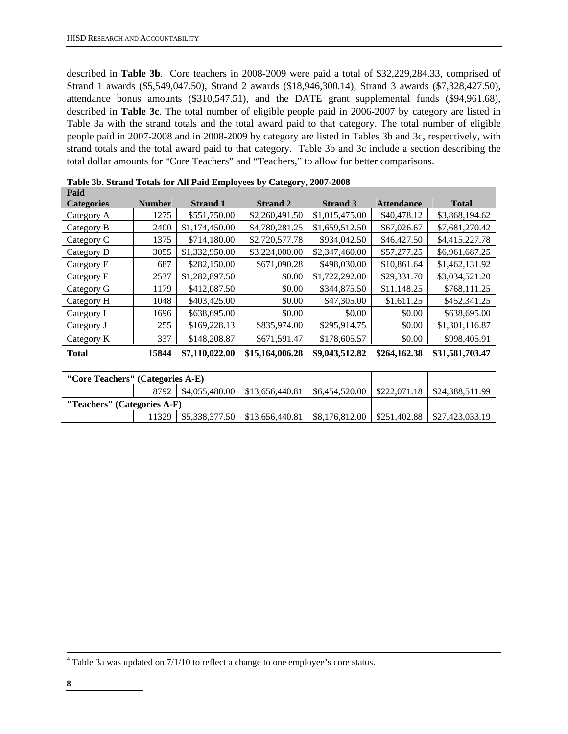described in **Table 3b**. Core teachers in 2008-2009 were paid a total of $32,229,284.33, comprised of Strand 1 awards ($5,549,047.50), Strand 2 awards ($18,946,300.14), Strand 3 awards ($7,328,427.50), attendance bonus amounts ($310,547.51), and the DATE grant supplemental funds ($94,961.68), described in **Table 3c**. The total number of eligible people paid in 2006-2007 by category are listed in Table 3a with the strand totals and the total award paid to that category. The total number of eligible people paid in 2007-2008 and in 2008-2009 by category are listed in Tables 3b and 3c, respectively, with strand totals and the total award paid to that category. Table 3b and 3c include a section describing the total dollar amounts for "Core Teachers" and "Teachers," to allow for better comparisons.

**Table 3b. Strand Totals for All Paid Employees by Category, 2007-2008**

| Paid Categories | Number | Strand 1 | Strand 2 | Strand 3 | Attendance | Total |
|---|---|---|---|---|---|---|
| Category A | 1275 | $551,750.00 | $2,260,491.50 | $1,015,475.00 | $40,478.12 | $3,868,194.62 |
| Category B | 2400 | $1,174,450.00 | $4,780,281.25 | $1,659,512.50 | $67,026.67 | $7,681,270.42 |
| Category C | 1375 | $714,180.00 | $2,720,577.78 | $934,042.50 | $46,427.50 | $4,415,227.78 |
| Category D | 3055 | $1,332,950.00 | $3,224,000.00 | $2,347,460.00 | $57,277.25 | $6,961,687.25 |
| Category E | 687 | $282,150.00 | $671,090.28 | $498,030.00 | $10,861.64 | $1,462,131.92 |
| Category F | 2537 | $1,282,897.50 | $0.00 | $1,722,292.00 | $29,331.70 | $3,034,521.20 |
| Category G | 1179 | $412,087.50 | $0.00 | $344,875.50 | $11,148.25 | $768,111.25 |
| Category H | 1048 | $403,425.00 | $0.00 | $47,305.00 | $1,611.25 | $452,341.25 |
| Category I | 1696 | $638,695.00 | $0.00 | $0.00 | $0.00 | $638,695.00 |
| Category J | 255 | $169,228.13 | $835,974.00 | $295,914.75 | $0.00 | $1,301,116.87 |
| Category K | 337 | $148,208.87 | $671,591.47 | $178,605.57 | $0.00 | $998,405.91 |
| **Total** | **15844** | **$7,110,022.00** | **$15,164,006.28** | **$9,043,512.82** | **$264,162.38** | **$31,581,703.47** |

| "Core Teachers" (Categories A-E) | | | | | | |
|---|---|---|---|---|---|---|
| | 8792 | $4,055,480.00 | $13,656,440.81 | $6,454,520.00 | $222,071.18 | $24,388,511.99 |
| **"Teachers" (Categories A-F)** | | | | | | |
| | 11329 | $5,338,377.50 | $13,656,440.81 | $8,176,812.00 | $251,402.88 | $27,423,033.19 |

[4] Table 3a was updated on 7/1/10 to reflect a change to one employee's core status.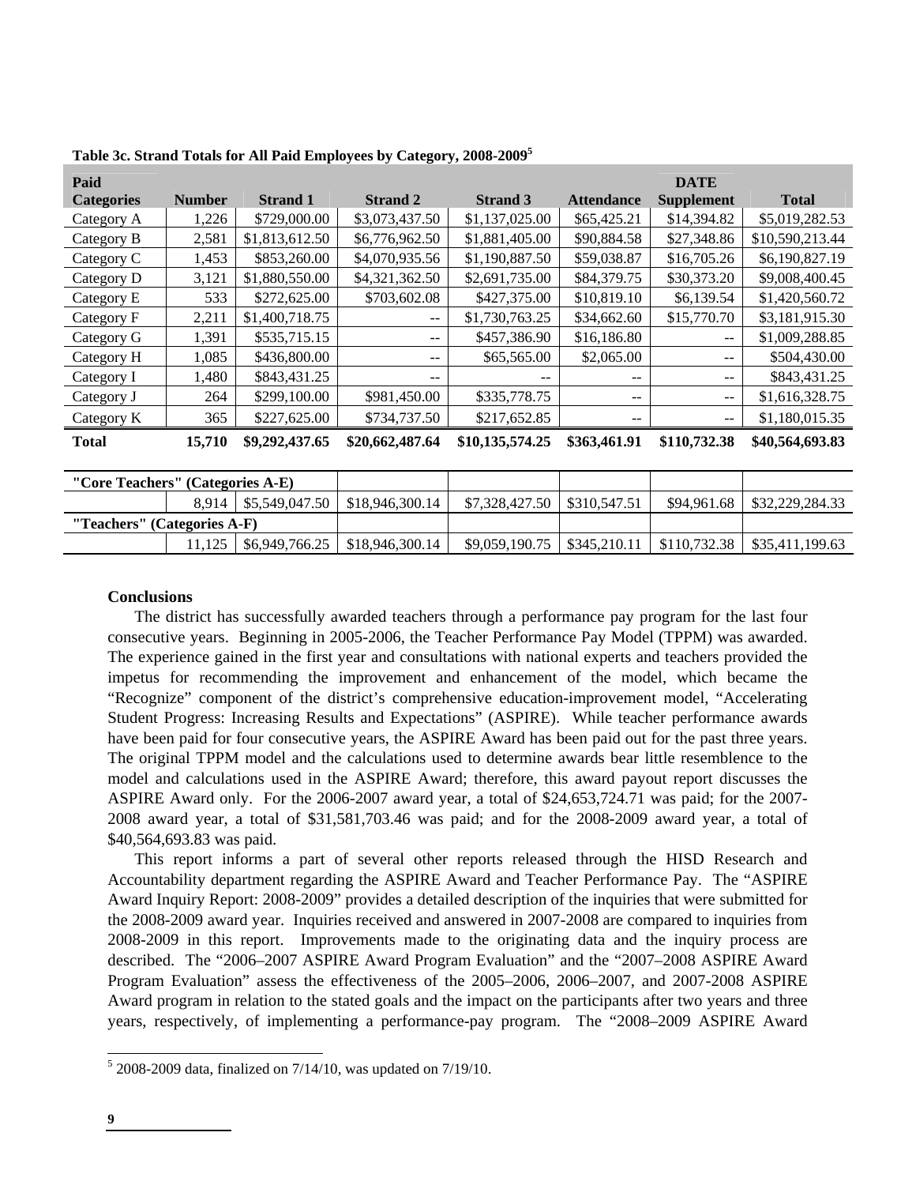**Table 3c. Strand Totals for All Paid Employees by Category, 2008-2009**[5]

| Paid Categories | Number | Strand 1 | Strand 2 | Strand 3 | Attendance | DATE Supplement | Total |
|---|---|---|---|---|---|---|---|
| Category A | 1,226 | $729,000.00 | $3,073,437.50 | $1,137,025.00 | $65,425.21 | $14,394.82 | $5,019,282.53 |
| Category B | 2,581 | $1,813,612.50 | $6,776,962.50 | $1,881,405.00 | $90,884.58 | $27,348.86 | $10,590,213.44 |
| Category C | 1,453 | $853,260.00 | $4,070,935.56 | $1,190,887.50 | $59,038.87 | $16,705.26 | $6,190,827.19 |
| Category D | 3,121 | $1,880,550.00 | $4,321,362.50 | $2,691,735.00 | $84,379.75 | $30,373.20 | $9,008,400.45 |
| Category E | 533 | $272,625.00 | $703,602.08 | $427,375.00 | $10,819.10 | $6,139.54 | $1,420,560.72 |
| Category F | 2,211 | $1,400,718.75 | -- | $1,730,763.25 | $34,662.60 | $15,770.70 | $3,181,915.30 |
| Category G | 1,391 | $535,715.15 | -- | $457,386.90 | $16,186.80 | -- | $1,009,288.85 |
| Category H | 1,085 | $436,800.00 | -- | $65,565.00 | $2,065.00 | -- | $504,430.00 |
| Category I | 1,480 | $843,431.25 | -- | -- | -- | -- | $843,431.25 |
| Category J | 264 | $299,100.00 | $981,450.00 | $335,778.75 | -- | -- | $1,616,328.75 |
| Category K | 365 | $227,625.00 | $734,737.50 | $217,652.85 | -- | -- | $1,180,015.35 |
| **Total** | **15,710** | **$9,292,437.65** | **$20,662,487.64** | **$10,135,574.25** | **$363,461.91** | **$110,732.38** | **$40,564,693.83** |
| **"Core Teachers" (Categories A-E)** | | | | | | | |
| | 8,914 | $5,549,047.50 | $18,946,300.14 | $7,328,427.50 | $310,547.51 | $94,961.68 | $32,229,284.33 |
| **"Teachers" (Categories A-F)** | | | | | | | |
| | 11,125 | $6,949,766.25 | $18,946,300.14 | $9,059,190.75 | $345,210.11 | $110,732.38 | $35,411,199.63 |

**Conclusions**

The district has successfully awarded teachers through a performance pay program for the last four consecutive years. Beginning in 2005-2006, the Teacher Performance Pay Model (TPPM) was awarded. The experience gained in the first year and consultations with national experts and teachers provided the impetus for recommending the improvement and enhancement of the model, which became the "Recognize" component of the district's comprehensive education-improvement model, "Accelerating Student Progress: Increasing Results and Expectations" (ASPIRE). While teacher performance awards have been paid for four consecutive years, the ASPIRE Award has been paid out for the past three years. The original TPPM model and the calculations used to determine awards bear little resemblence to the model and calculations used in the ASPIRE Award; therefore, this award payout report discusses the ASPIRE Award only. For the 2006-2007 award year, a total of $24,653,724.71 was paid; for the 2007-2008 award year, a total of $31,581,703.46 was paid; and for the 2008-2009 award year, a total of $40,564,693.83 was paid.

This report informs a part of several other reports released through the HISD Research and Accountability department regarding the ASPIRE Award and Teacher Performance Pay. The "ASPIRE Award Inquiry Report: 2008-2009" provides a detailed description of the inquiries that were submitted for the 2008-2009 award year. Inquiries received and answered in 2007-2008 are compared to inquiries from 2008-2009 in this report. Improvements made to the originating data and the inquiry process are described. The "2006–2007 ASPIRE Award Program Evaluation" and the "2007–2008 ASPIRE Award Program Evaluation" assess the effectiveness of the 2005–2006, 2006–2007, and 2007-2008 ASPIRE Award program in relation to the stated goals and the impact on the participants after two years and three years, respectively, of implementing a performance-pay program. The "2008–2009 ASPIRE Award

[5] 2008-2009 data, finalized on 7/14/10, was updated on 7/19/10.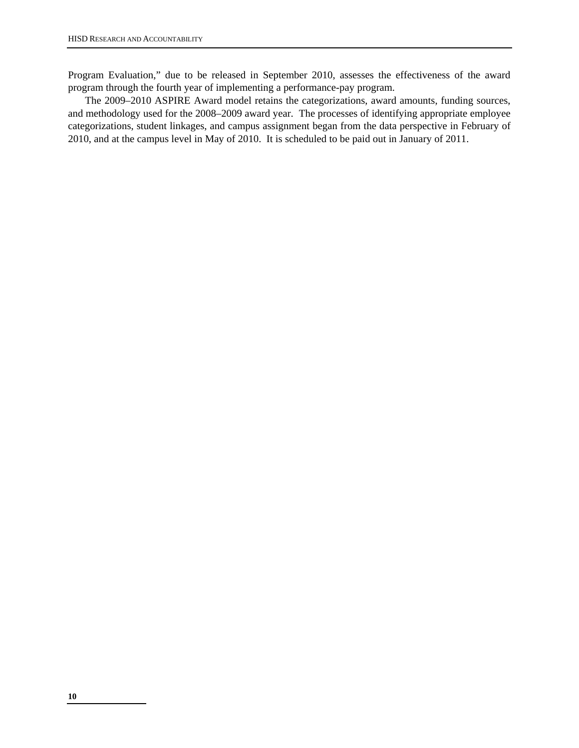Program Evaluation," due to be released in September 2010, assesses the effectiveness of the award program through the fourth year of implementing a performance-pay program.

The 2009–2010 ASPIRE Award model retains the categorizations, award amounts, funding sources, and methodology used for the 2008–2009 award year. The processes of identifying appropriate employee categorizations, student linkages, and campus assignment began from the data perspective in February of 2010, and at the campus level in May of 2010. It is scheduled to be paid out in January of 2011.